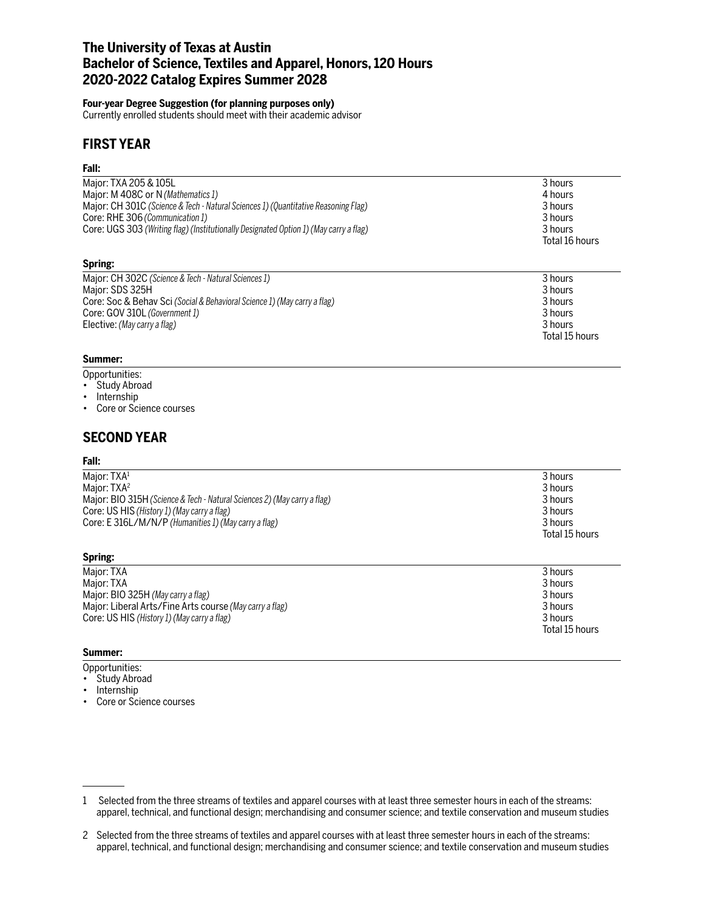# The University of Texas at Austin
# Bachelor of Science, Textiles and Apparel, Honors, 120 Hours
# 2020-2022 Catalog Expires Summer 2028

**Four-year Degree Suggestion (for planning purposes only)**
Currently enrolled students should meet with their academic advisor

## FIRST YEAR

### Fall:

| | |
|---|---|
| Major: TXA 205 & 105L | 3 hours |
| Major: M 408C or N *(Mathematics 1)* | 4 hours |
| Major: CH 301C *(Science & Tech - Natural Sciences 1) (Quantitative Reasoning Flag)* | 3 hours |
| Core: RHE 306 *(Communication 1)* | 3 hours |
| Core: UGS 303 *(Writing flag) (Institutionally Designated Option 1) (May carry a flag)* | 3 hours |
| | Total 16 hours |

### Spring:

| | |
|---|---|
| Major: CH 302C *(Science & Tech - Natural Sciences 1)* | 3 hours |
| Major: SDS 325H | 3 hours |
| Core: Soc & Behav Sci *(Social & Behavioral Science 1) (May carry a flag)* | 3 hours |
| Core: GOV 310L *(Government 1)* | 3 hours |
| Elective: *(May carry a flag)* | 3 hours |
| | Total 15 hours |

### Summer:

Opportunities:
- Study Abroad
- Internship
- Core or Science courses

## SECOND YEAR

### Fall:

| | |
|---|---|
| Major: TXA[1] | 3 hours |
| Major: TXA[2] | 3 hours |
| Major: BIO 315H *(Science & Tech - Natural Sciences 2) (May carry a flag)* | 3 hours |
| Core: US HIS *(History 1) (May carry a flag)* | 3 hours |
| Core: E 316L/M/N/P *(Humanities 1) (May carry a flag)* | 3 hours |
| | Total 15 hours |

### Spring:

| | |
|---|---|
| Major: TXA | 3 hours |
| Major: TXA | 3 hours |
| Major: BIO 325H *(May carry a flag)* | 3 hours |
| Major: Liberal Arts/Fine Arts course *(May carry a flag)* | 3 hours |
| Core: US HIS *(History 1) (May carry a flag)* | 3 hours |
| | Total 15 hours |

### Summer:

Opportunities:
- Study Abroad
- Internship
- Core or Science courses

---

1 Selected from the three streams of textiles and apparel courses with at least three semester hours in each of the streams: apparel, technical, and functional design; merchandising and consumer science; and textile conservation and museum studies

2 Selected from the three streams of textiles and apparel courses with at least three semester hours in each of the streams: apparel, technical, and functional design; merchandising and consumer science; and textile conservation and museum studies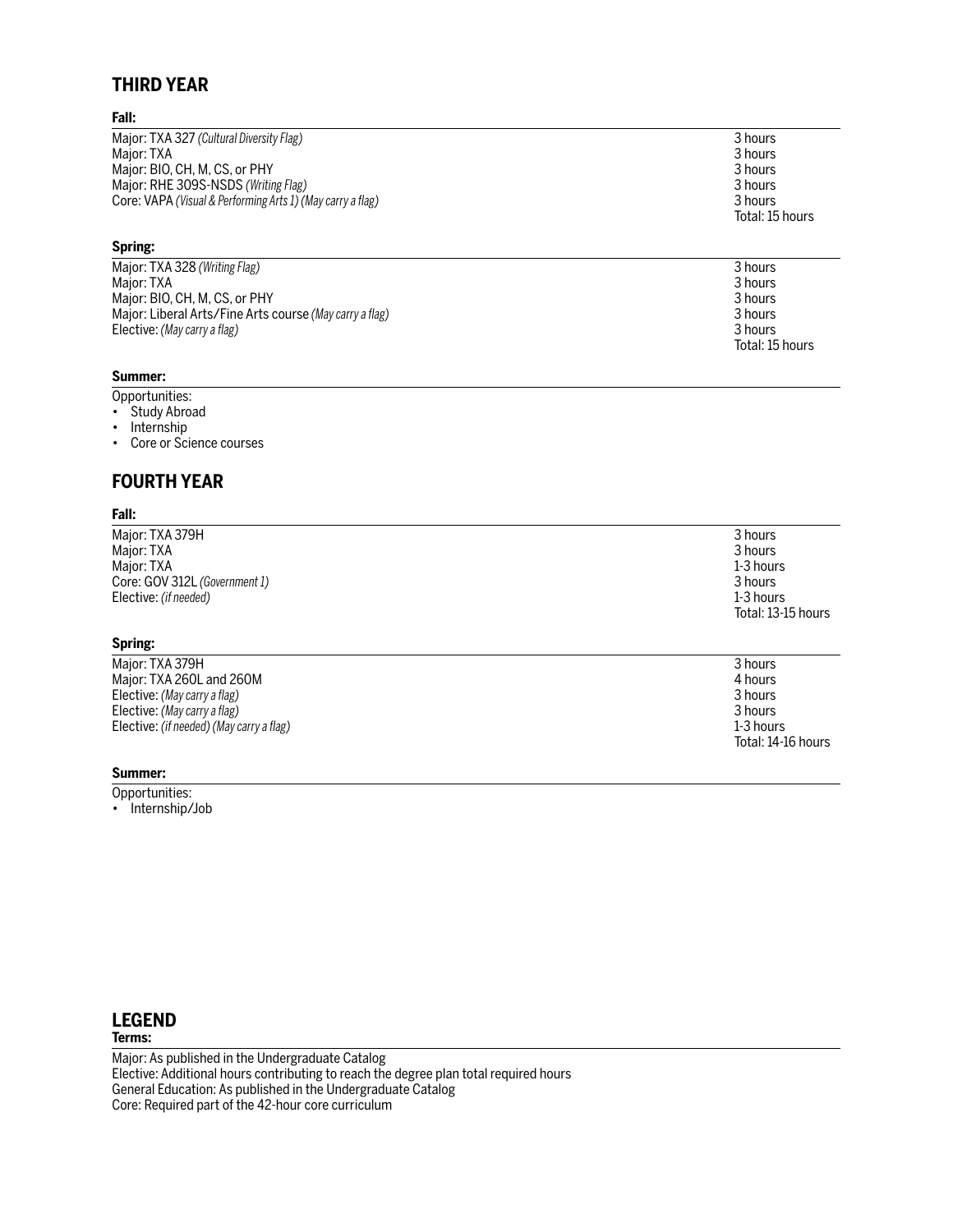## THIRD YEAR

**Fall:**

| | |
|---|---|
| Major: TXA 327 *(Cultural Diversity Flag)* | 3 hours |
| Major: TXA | 3 hours |
| Major: BIO, CH, M, CS, or PHY | 3 hours |
| Major: RHE 309S-NSDS *(Writing Flag)* | 3 hours |
| Core: VAPA *(Visual & Performing Arts 1) (May carry a flag)* | 3 hours |
| | Total: 15 hours |

**Spring:**

| | |
|---|---|
| Major: TXA 328 *(Writing Flag)* | 3 hours |
| Major: TXA | 3 hours |
| Major: BIO, CH, M, CS, or PHY | 3 hours |
| Major: Liberal Arts/Fine Arts course *(May carry a flag)* | 3 hours |
| Elective: *(May carry a flag)* | 3 hours |
| | Total: 15 hours |

**Summer:**

Opportunities:

- Study Abroad
- Internship
- Core or Science courses

## FOURTH YEAR

**Fall:**

| | |
|---|---|
| Major: TXA 379H | 3 hours |
| Major: TXA | 3 hours |
| Major: TXA | 1-3 hours |
| Core: GOV 312L *(Government 1)* | 3 hours |
| Elective: *(if needed)* | 1-3 hours |
| | Total: 13-15 hours |

**Spring:**

| | |
|---|---|
| Major: TXA 379H | 3 hours |
| Major: TXA 260L and 260M | 4 hours |
| Elective: *(May carry a flag)* | 3 hours |
| Elective: *(May carry a flag)* | 3 hours |
| Elective: *(if needed) (May carry a flag)* | 1-3 hours |
| | Total: 14-16 hours |

**Summer:**

Opportunities:

- Internship/Job

## LEGEND

**Terms:**

Major: As published in the Undergraduate Catalog
Elective: Additional hours contributing to reach the degree plan total required hours
General Education: As published in the Undergraduate Catalog
Core: Required part of the 42-hour core curriculum